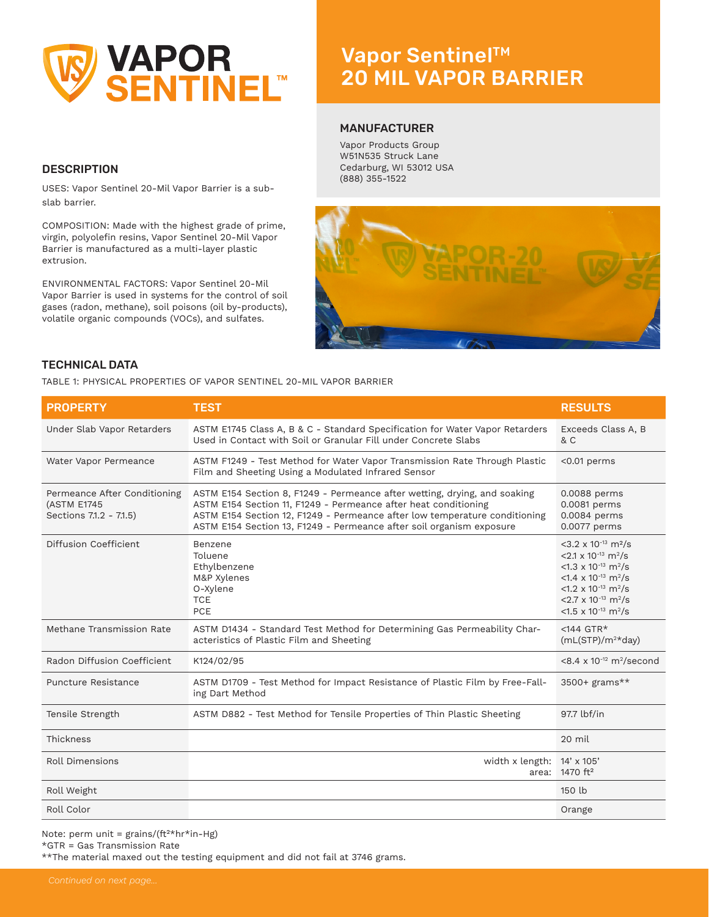# Vapor Sentinel™ 20 MIL VAPOR BARRIER

## MANUFACTURER

Vapor Products Group
W51N535 Struck Lane
Cedarburg, WI 53012 USA
(888) 355-1522

## DESCRIPTION

USES: Vapor Sentinel 20-Mil Vapor Barrier is a sub-slab barrier.

COMPOSITION: Made with the highest grade of prime, virgin, polyolefin resins, Vapor Sentinel 20-Mil Vapor Barrier is manufactured as a multi-layer plastic extrusion.

ENVIRONMENTAL FACTORS: Vapor Sentinel 20-Mil Vapor Barrier is used in systems for the control of soil gases (radon, methane), soil poisons (oil by-products), volatile organic compounds (VOCs), and sulfates.

## TECHNICAL DATA

TABLE 1: PHYSICAL PROPERTIES OF VAPOR SENTINEL 20-MIL VAPOR BARRIER

| PROPERTY | TEST | RESULTS |
|---|---|---|
| Under Slab Vapor Retarders | ASTM E1745 Class A, B & C - Standard Specification for Water Vapor Retarders Used in Contact with Soil or Granular Fill under Concrete Slabs | Exceeds Class A, B & C |
| Water Vapor Permeance | ASTM F1249 - Test Method for Water Vapor Transmission Rate Through Plastic Film and Sheeting Using a Modulated Infrared Sensor | <0.01 perms |
| Permeance After Conditioning (ASTM E1745 Sections 7.1.2 - 7.1.5) | ASTM E154 Section 8, F1249 - Permeance after wetting, drying, and soaking<br>ASTM E154 Section 11, F1249 - Permeance after heat conditioning<br>ASTM E154 Section 12, F1249 - Permeance after low temperature conditioning<br>ASTM E154 Section 13, F1249 - Permeance after soil organism exposure | 0.0088 perms<br>0.0081 perms<br>0.0084 perms<br>0.0077 perms |
| Diffusion Coefficient | Benzene<br>Toluene<br>Ethylbenzene<br>M&P Xylenes<br>O-Xylene<br>TCE<br>PCE | $<3.2 \times 10^{-13}$ m²/s<br>$<2.1 \times 10^{-13}$ m²/s<br>$<1.3 \times 10^{-13}$ m²/s<br>$<1.4 \times 10^{-13}$ m²/s<br>$<1.2 \times 10^{-13}$ m²/s<br>$<2.7 \times 10^{-13}$ m²/s<br>$<1.5 \times 10^{-13}$ m²/s |
| Methane Transmission Rate | ASTM D1434 - Standard Test Method for Determining Gas Permeability Characteristics of Plastic Film and Sheeting | <144 GTR* (mL(STP)/m²*day) |
| Radon Diffusion Coefficient | K124/02/95 | $<8.4 \times 10^{-12}$ m²/second |
| Puncture Resistance | ASTM D1709 - Test Method for Impact Resistance of Plastic Film by Free-Falling Dart Method | 3500+ grams** |
| Tensile Strength | ASTM D882 - Test Method for Tensile Properties of Thin Plastic Sheeting | 97.7 lbf/in |
| Thickness | | 20 mil |
| Roll Dimensions | width x length:<br>area: | 14' x 105'<br>1470 ft² |
| Roll Weight | | 150 lb |
| Roll Color | | Orange |

Note: perm unit = grains/(ft²*hr*in-Hg)
*GTR = Gas Transmission Rate
**The material maxed out the testing equipment and did not fail at 3746 grams.

*Continued on next page...*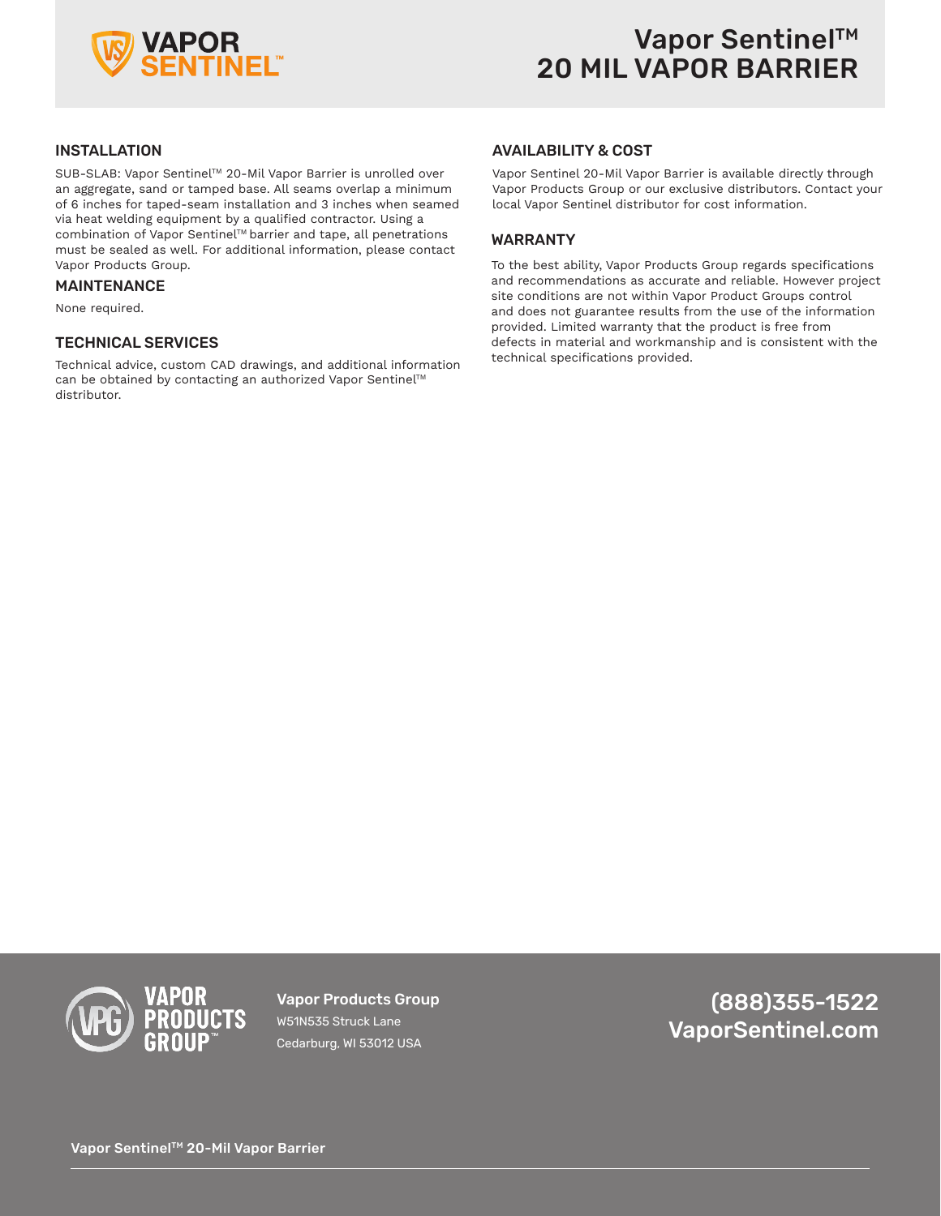# Vapor Sentinel™ 20 MIL VAPOR BARRIER

## INSTALLATION

SUB-SLAB: Vapor Sentinel™ 20-Mil Vapor Barrier is unrolled over an aggregate, sand or tamped base. All seams overlap a minimum of 6 inches for taped-seam installation and 3 inches when seamed via heat welding equipment by a qualified contractor. Using a combination of Vapor Sentinel™ barrier and tape, all penetrations must be sealed as well. For additional information, please contact Vapor Products Group.

## MAINTENANCE

None required.

## TECHNICAL SERVICES

Technical advice, custom CAD drawings, and additional information can be obtained by contacting an authorized Vapor Sentinel™ distributor.

## AVAILABILITY & COST

Vapor Sentinel 20-Mil Vapor Barrier is available directly through Vapor Products Group or our exclusive distributors. Contact your local Vapor Sentinel distributor for cost information.

## WARRANTY

To the best ability, Vapor Products Group regards specifications and recommendations as accurate and reliable. However project site conditions are not within Vapor Product Groups control and does not guarantee results from the use of the information provided. Limited warranty that the product is free from defects in material and workmanship and is consistent with the technical specifications provided.

**Vapor Products Group**
W51N535 Struck Lane
Cedarburg, WI 53012 USA

**(888)355-1522**
**VaporSentinel.com**